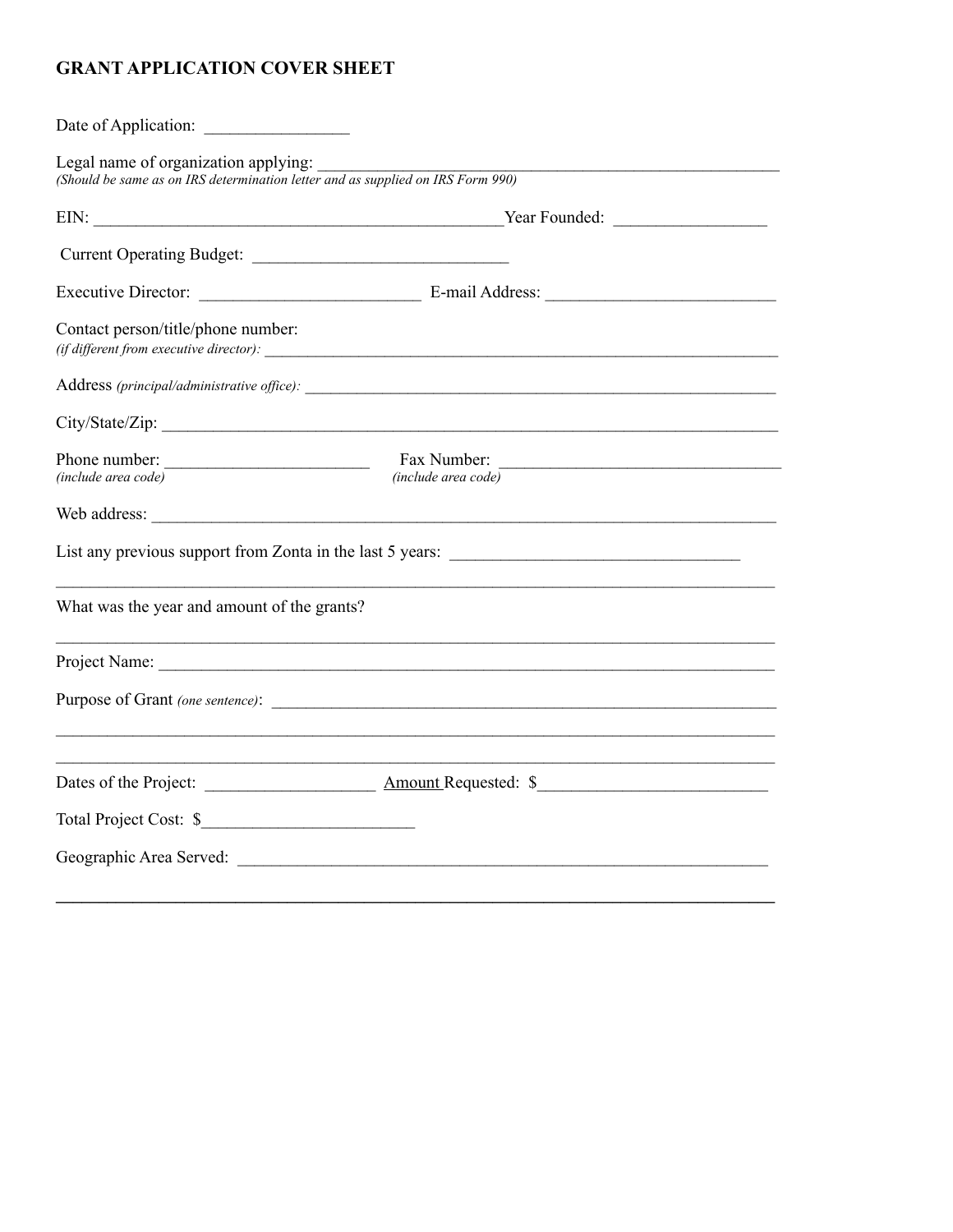# GRANT APPLICATION COVER SHEET

Date of Application: _________________

Legal name of organization applying: ___________________________________________________________
*(Should be same as on IRS determination letter and as supplied on IRS Form 990)*

EIN: _______________________________________________Year Founded: _________________

Current Operating Budget: ______________________________

Executive Director: _________________________ E-mail Address: __________________________

Contact person/title/phone number:
*(if different from executive director):* ______________________________________________________________

Address *(principal/administrative office):* _______________________________________________________

City/State/Zip: ___________________________________________________________________________

Phone number: _______________________ Fax Number: ________________________________
*(include area code)* *(include area code)*

Web address: ______________________________________________________________________________

List any previous support from Zonta in the last 5 years: _________________________________

_____________________________________________________________________________________

What was the year and amount of the grants?

_____________________________________________________________________________________

Project Name: _____________________________________________________________________________

Purpose of Grant *(one sentence)*: _____________________________________________________________

_____________________________________________________________________________________

_____________________________________________________________________________________

Dates of the Project: ____________________ Amount Requested: $__________________________

Total Project Cost: $________________________

Geographic Area Served: ______________________________________________________________

_____________________________________________________________________________________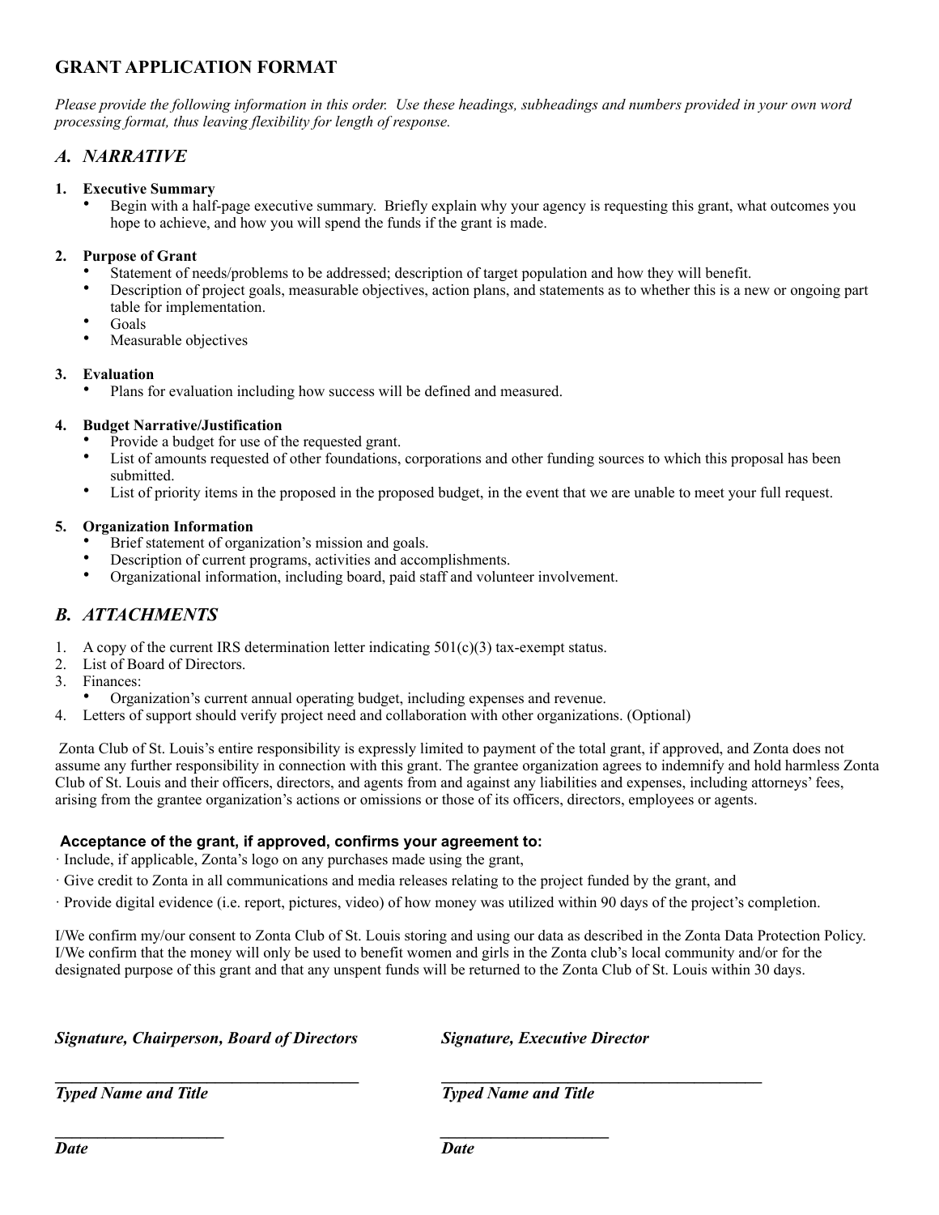# GRANT APPLICATION FORMAT

*Please provide the following information in this order. Use these headings, subheadings and numbers provided in your own word processing format, thus leaving flexibility for length of response.*

## *A. NARRATIVE*

1. **Executive Summary**
   - Begin with a half-page executive summary. Briefly explain why your agency is requesting this grant, what outcomes you hope to achieve, and how you will spend the funds if the grant is made.

2. **Purpose of Grant**
   - Statement of needs/problems to be addressed; description of target population and how they will benefit.
   - Description of project goals, measurable objectives, action plans, and statements as to whether this is a new or ongoing part table for implementation.
   - Goals
   - Measurable objectives

3. **Evaluation**
   - Plans for evaluation including how success will be defined and measured.

4. **Budget Narrative/Justification**
   - Provide a budget for use of the requested grant.
   - List of amounts requested of other foundations, corporations and other funding sources to which this proposal has been submitted.
   - List of priority items in the proposed in the proposed budget, in the event that we are unable to meet your full request.

5. **Organization Information**
   - Brief statement of organization's mission and goals.
   - Description of current programs, activities and accomplishments.
   - Organizational information, including board, paid staff and volunteer involvement.

## *B. ATTACHMENTS*

1. A copy of the current IRS determination letter indicating 501(c)(3) tax-exempt status.
2. List of Board of Directors.
3. Finances:
   - Organization's current annual operating budget, including expenses and revenue.
4. Letters of support should verify project need and collaboration with other organizations. (Optional)

Zonta Club of St. Louis's entire responsibility is expressly limited to payment of the total grant, if approved, and Zonta does not assume any further responsibility in connection with this grant. The grantee organization agrees to indemnify and hold harmless Zonta Club of St. Louis and their officers, directors, and agents from and against any liabilities and expenses, including attorneys' fees, arising from the grantee organization's actions or omissions or those of its officers, directors, employees or agents.

**Acceptance of the grant, if approved, confirms your agreement to:**

· Include, if applicable, Zonta's logo on any purchases made using the grant,

· Give credit to Zonta in all communications and media releases relating to the project funded by the grant, and

· Provide digital evidence (i.e. report, pictures, video) of how money was utilized within 90 days of the project's completion.

I/We confirm my/our consent to Zonta Club of St. Louis storing and using our data as described in the Zonta Data Protection Policy. I/We confirm that the money will only be used to benefit women and girls in the Zonta club's local community and/or for the designated purpose of this grant and that any unspent funds will be returned to the Zonta Club of St. Louis within 30 days.

***Signature, Chairperson, Board of Directors***

______________________________________

***Typed Name and Title***

_____________________

***Date***

***Signature, Executive Director***

________________________________________

***Typed Name and Title***

_____________________

***Date***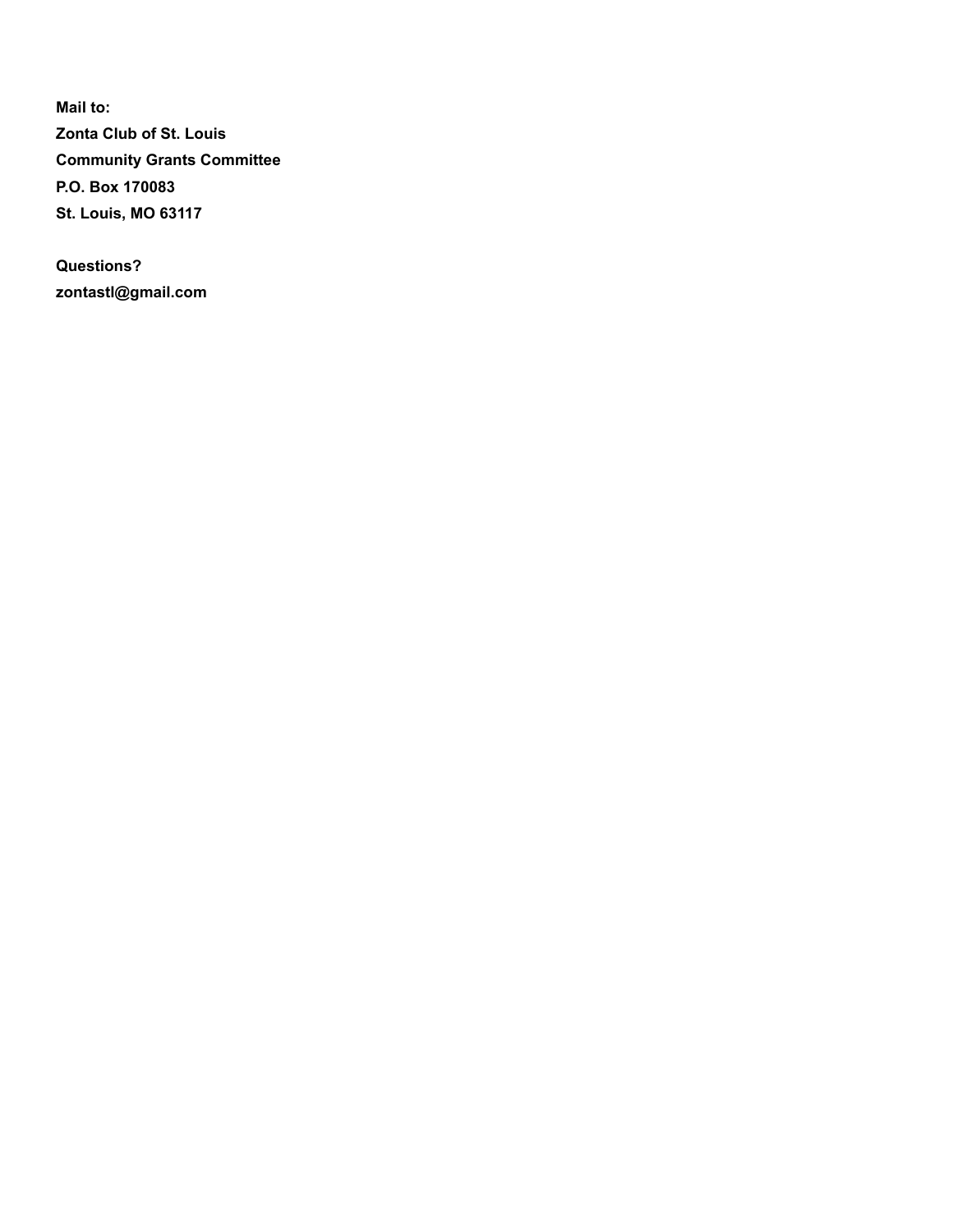**Mail to:**
**Zonta Club of St. Louis**
**Community Grants Committee**
**P.O. Box 170083**
**St. Louis, MO 63117**

**Questions?**
**zontastl@gmail.com**